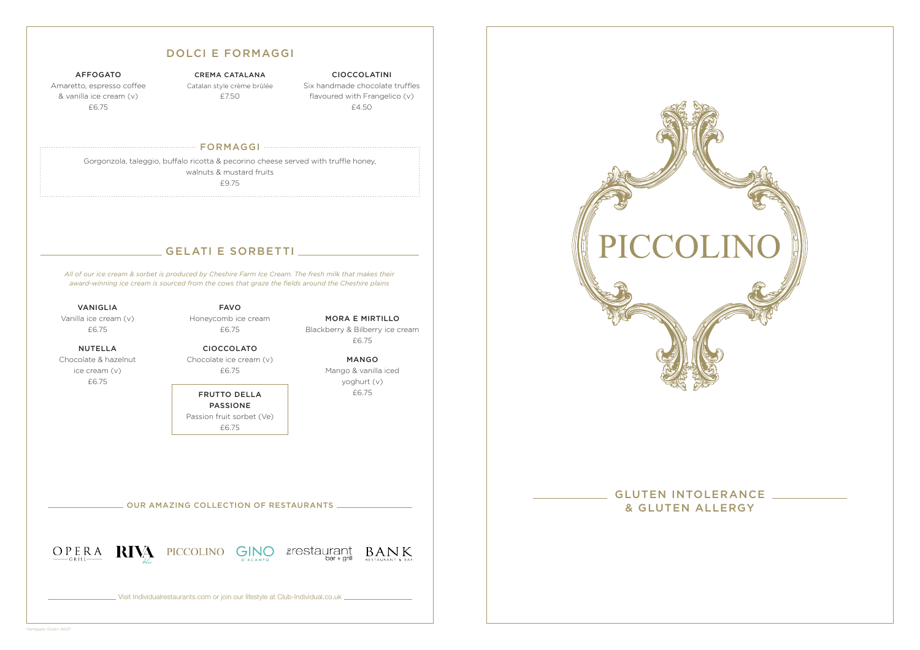## DOLCI E FORMAGGI

**AFFOGATO**
Amaretto, espresso coffee & vanilla ice cream (v)
£6.75

**CREMA CATALANA**
Catalan style crème brûlée
£7.50

**CIOCCOLATINI**
Six handmade chocolate truffles flavoured with Frangelico (v)
£4.50

### FORMAGGI

Gorgonzola, taleggio, buffalo ricotta & pecorino cheese served with truffle honey, walnuts & mustard fruits
£9.75

## GELATI E SORBETTI

*All of our ice cream & sorbet is produced by Cheshire Farm Ice Cream. The fresh milk that makes their award-winning ice cream is sourced from the cows that graze the fields around the Cheshire plains*

**VANIGLIA**
Vanilla ice cream (v)
£6.75

**NUTELLA**
Chocolate & hazelnut ice cream (v)
£6.75

**FAVO**
Honeycomb ice cream
£6.75

**CIOCCOLATO**
Chocolate ice cream (v)
£6.75

**FRUTTO DELLA PASSIONE**
Passion fruit sorbet (Ve)
£6.75

**MORA E MIRTILLO**
Blackberry & Bilberry ice cream
£6.75

**MANGO**
Mango & vanilla iced yoghurt (v)
£6.75

### OUR AMAZING COLLECTION OF RESTAURANTS

OPERA GRILL · RIVA blu · PICCOLINO · GINO D'ACAMPO · the restaurant bar + grill · BANK RESTAURANT & BAR

Visit Individualrestaurants.com or join our lifestyle at Club-Individual.co.uk

# PICCOLINO

## GLUTEN INTOLERANCE & GLUTEN ALLERGY

Harrogate Gluten AW21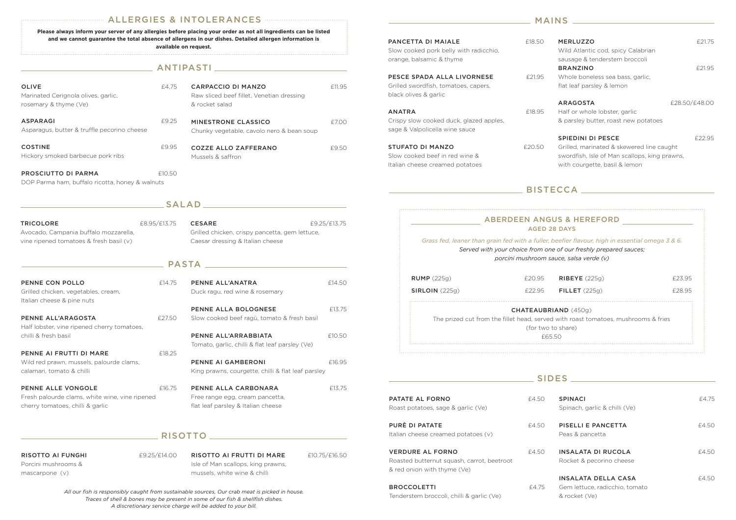## ALLERGIES & INTOLERANCES

**Please always inform your server of any allergies before placing your order as not all ingredients can be listed and we cannot guarantee the total absence of allergens in our dishes. Detailed allergen information is available on request.**

## ANTIPASTI

**OLIVE** £4.75
Marinated Cerignola olives, garlic, rosemary & thyme (Ve)

**ASPARAGI** £9.25
Asparagus, butter & truffle pecorino cheese

**COSTINE** £9.95
Hickory smoked barbecue pork ribs

**PROSCIUTTO DI PARMA** £10.50
DOP Parma ham, buffalo ricotta, honey & walnuts

**CARPACCIO DI MANZO** £11.95
Raw sliced beef fillet, Venetian dressing & rocket salad

**MINESTRONE CLASSICO** £7.00
Chunky vegetable, cavolo nero & bean soup

**COZZE ALLO ZAFFERANO** £9.50
Mussels & saffron

## SALAD

**TRICOLORE** £8.95/£13.75
Avocado, Campania buffalo mozzarella, vine ripened tomatoes & fresh basil (v)

**CESARE** £9.25/£13.75
Grilled chicken, crispy pancetta, gem lettuce, Caesar dressing & Italian cheese

## PASTA

**PENNE CON POLLO** £14.75
Grilled chicken, vegetables, cream, Italian cheese & pine nuts

**PENNE ALL'ARAGOSTA** £27.50
Half lobster, vine ripened cherry tomatoes, chilli & fresh basil

**PENNE AI FRUTTI DI MARE** £18.25
Wild red prawn, mussels, palourde clams, calamari, tomato & chilli

**PENNE ALLE VONGOLE** £16.75
Fresh palourde clams, white wine, vine ripened cherry tomatoes, chilli & garlic

**PENNE ALL'ANATRA** £14.50
Duck ragu, red wine & rosemary

**PENNE ALLA BOLOGNESE** £13.75
Slow cooked beef ragù, tomato & fresh basil

**PENNE ALL'ARRABBIATA** £10.50
Tomato, garlic, chilli & flat leaf parsley (Ve)

**PENNE AI GAMBERONI** £16.95
King prawns, courgette, chilli & flat leaf parsley

**PENNE ALLA CARBONARA** £13.75
Free range egg, cream pancetta, flat leaf parsley & Italian cheese

## RISOTTO

**RISOTTO AI FUNGHI** £9.25/£14.00
Porcini mushrooms & mascarpone (v)

**RISOTTO AI FRUTTI DI MARE** £10.75/£16.50
Isle of Man scallops, king prawns, mussels, white wine & chilli

*All our fish is responsibly caught from sustainable sources, Our crab meat is picked in house. Traces of shell & bones may be present in some of our fish & shellfish dishes. A discretionary service charge will be added to your bill.*

## MAINS

**PANCETTA DI MAIALE** £18.50
Slow cooked pork belly with radicchio, orange, balsamic & thyme

**PESCE SPADA ALLA LIVORNESE** £21.95
Grilled swordfish, tomatoes, capers, black olives & garlic

**ANATRA** £18.95
Crispy slow cooked duck, glazed apples, sage & Valpolicella wine sauce

**STUFATO DI MANZO** £20.50
Slow cooked beef in red wine & Italian cheese creamed potatoes

**MERLUZZO** £21.75
Wild Atlantic cod, spicy Calabrian sausage & tenderstem broccoli

**BRANZINO** £21.95
Whole boneless sea bass, garlic, flat leaf parsley & lemon

**ARAGOSTA** £28.50/£48.00
Half or whole lobster, garlic & parsley butter, roast new potatoes

**SPIEDINI DI PESCE** £22.95
Grilled, marinated & skewered line caught swordfish, Isle of Man scallops, king prawns, with courgette, basil & lemon

## BISTECCA

### ABERDEEN ANGUS & HEREFORD
AGED 28 DAYS

*Grass fed, leaner than grain fed with a fuller, beefier flavour, high in essential omega 3 & 6. Served with your choice from one of our freshly prepared sauces; porcini mushroom sauce, salsa verde (v)*

**RUMP** (225g) £20.95

**SIRLOIN** (225g) £22.95

**RIBEYE** (225g) £23.95

**FILLET** (225g) £28.95

**CHATEAUBRIAND** (450g)
The prized cut from the fillet head, served with roast tomatoes, mushrooms & fries (for two to share)
£65.50

## SIDES

**PATATE AL FORNO** £4.50
Roast potatoes, sage & garlic (Ve)

**PURÈ DI PATATE** £4.50
Italian cheese creamed potatoes (v)

**VERDURE AL FORNO** £4.50
Roasted butternut squash, carrot, beetroot & red onion with thyme (Ve)

**BROCCOLETTI** £4.75
Tenderstem broccoli, chilli & garlic (Ve)

**SPINACI** £4.75
Spinach, garlic & chilli (Ve)

**PISELLI E PANCETTA** £4.50
Peas & pancetta

**INSALATA DI RUCOLA** £4.50
Rocket & pecorino cheese

**INSALATA DELLA CASA** £4.50
Gem lettuce, radicchio, tomato & rocket (Ve)